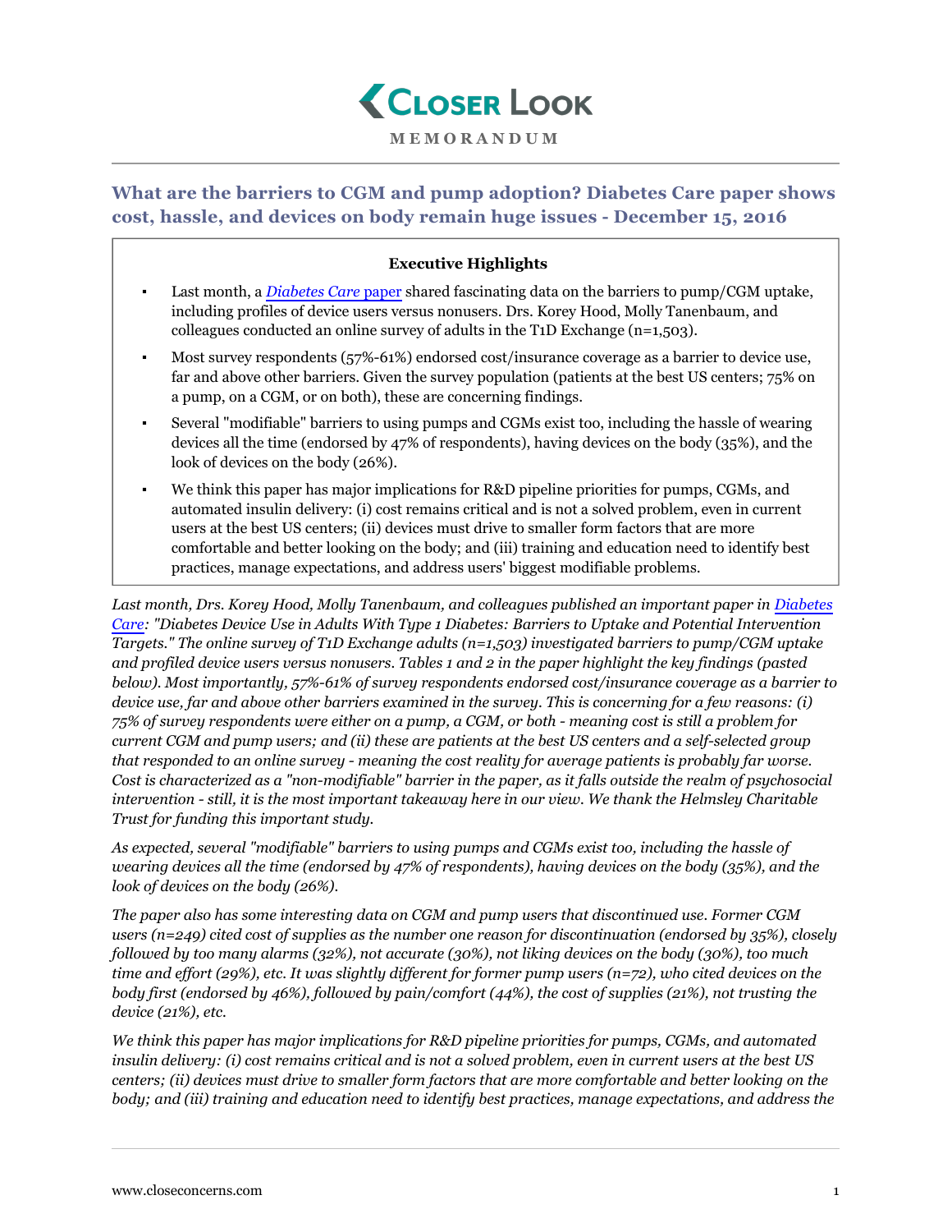# Closer Look

**MEMORANDUM**

## What are the barriers to CGM and pump adoption? Diabetes Care paper shows cost, hassle, and devices on body remain huge issues - December 15, 2016

**Executive Highlights**

- Last month, a *Diabetes Care* paper shared fascinating data on the barriers to pump/CGM uptake, including profiles of device users versus nonusers. Drs. Korey Hood, Molly Tanenbaum, and colleagues conducted an online survey of adults in the T1D Exchange (n=1,503).
- Most survey respondents (57%-61%) endorsed cost/insurance coverage as a barrier to device use, far and above other barriers. Given the survey population (patients at the best US centers; 75% on a pump, on a CGM, or on both), these are concerning findings.
- Several "modifiable" barriers to using pumps and CGMs exist too, including the hassle of wearing devices all the time (endorsed by 47% of respondents), having devices on the body (35%), and the look of devices on the body (26%).
- We think this paper has major implications for R&D pipeline priorities for pumps, CGMs, and automated insulin delivery: (i) cost remains critical and is not a solved problem, even in current users at the best US centers; (ii) devices must drive to smaller form factors that are more comfortable and better looking on the body; and (iii) training and education need to identify best practices, manage expectations, and address users' biggest modifiable problems.

*Last month, Drs. Korey Hood, Molly Tanenbaum, and colleagues published an important paper in Diabetes Care: "Diabetes Device Use in Adults With Type 1 Diabetes: Barriers to Uptake and Potential Intervention Targets." The online survey of T1D Exchange adults (n=1,503) investigated barriers to pump/CGM uptake and profiled device users versus nonusers. Tables 1 and 2 in the paper highlight the key findings (pasted below). Most importantly, 57%-61% of survey respondents endorsed cost/insurance coverage as a barrier to device use, far and above other barriers examined in the survey. This is concerning for a few reasons: (i) 75% of survey respondents were either on a pump, a CGM, or both - meaning cost is still a problem for current CGM and pump users; and (ii) these are patients at the best US centers and a self-selected group that responded to an online survey - meaning the cost reality for average patients is probably far worse. Cost is characterized as a "non-modifiable" barrier in the paper, as it falls outside the realm of psychosocial intervention - still, it is the most important takeaway here in our view. We thank the Helmsley Charitable Trust for funding this important study.*

*As expected, several "modifiable" barriers to using pumps and CGMs exist too, including the hassle of wearing devices all the time (endorsed by 47% of respondents), having devices on the body (35%), and the look of devices on the body (26%).*

*The paper also has some interesting data on CGM and pump users that discontinued use. Former CGM users (n=249) cited cost of supplies as the number one reason for discontinuation (endorsed by 35%), closely followed by too many alarms (32%), not accurate (30%), not liking devices on the body (30%), too much time and effort (29%), etc. It was slightly different for former pump users (n=72), who cited devices on the body first (endorsed by 46%), followed by pain/comfort (44%), the cost of supplies (21%), not trusting the device (21%), etc.*

*We think this paper has major implications for R&D pipeline priorities for pumps, CGMs, and automated insulin delivery: (i) cost remains critical and is not a solved problem, even in current users at the best US centers; (ii) devices must drive to smaller form factors that are more comfortable and better looking on the body; and (iii) training and education need to identify best practices, manage expectations, and address the*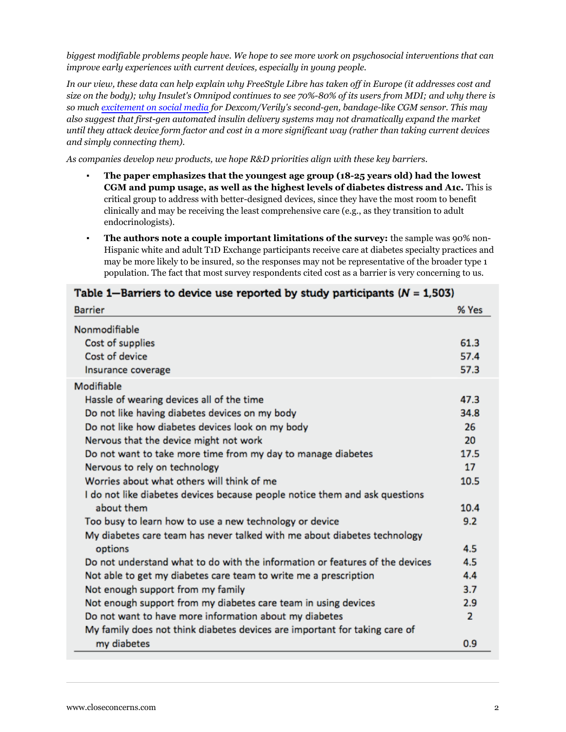*biggest modifiable problems people have. We hope to see more work on psychosocial interventions that can improve early experiences with current devices, especially in young people.*

*In our view, these data can help explain why FreeStyle Libre has taken off in Europe (it addresses cost and size on the body); why Insulet's Omnipod continues to see 70%-80% of its users from MDI; and why there is so much [excitement on social media](#) for Dexcom/Verily's second-gen, bandage-like CGM sensor. This may also suggest that first-gen automated insulin delivery systems may not dramatically expand the market until they attack device form factor and cost in a more significant way (rather than taking current devices and simply connecting them).*

*As companies develop new products, we hope R&D priorities align with these key barriers.*

- **The paper emphasizes that the youngest age group (18-25 years old) had the lowest CGM and pump usage, as well as the highest levels of diabetes distress and A1c.** This is critical group to address with better-designed devices, since they have the most room to benefit clinically and may be receiving the least comprehensive care (e.g., as they transition to adult endocrinologists).
- **The authors note a couple important limitations of the survey:** the sample was 90% non-Hispanic white and adult T1D Exchange participants receive care at diabetes specialty practices and may be more likely to be insured, so the responses may not be representative of the broader type 1 population. The fact that most survey respondents cited cost as a barrier is very concerning to us.

**Table 1—Barriers to device use reported by study participants (*N* = 1,503)**

| Barrier | % Yes |
|---|---|
| **Nonmodifiable** | |
| Cost of supplies | 61.3 |
| Cost of device | 57.4 |
| Insurance coverage | 57.3 |
| **Modifiable** | |
| Hassle of wearing devices all of the time | 47.3 |
| Do not like having diabetes devices on my body | 34.8 |
| Do not like how diabetes devices look on my body | 26 |
| Nervous that the device might not work | 20 |
| Do not want to take more time from my day to manage diabetes | 17.5 |
| Nervous to rely on technology | 17 |
| Worries about what others will think of me | 10.5 |
| I do not like diabetes devices because people notice them and ask questions about them | 10.4 |
| Too busy to learn how to use a new technology or device | 9.2 |
| My diabetes care team has never talked with me about diabetes technology options | 4.5 |
| Do not understand what to do with the information or features of the devices | 4.5 |
| Not able to get my diabetes care team to write me a prescription | 4.4 |
| Not enough support from my family | 3.7 |
| Not enough support from my diabetes care team in using devices | 2.9 |
| Do not want to have more information about my diabetes | 2 |
| My family does not think diabetes devices are important for taking care of my diabetes | 0.9 |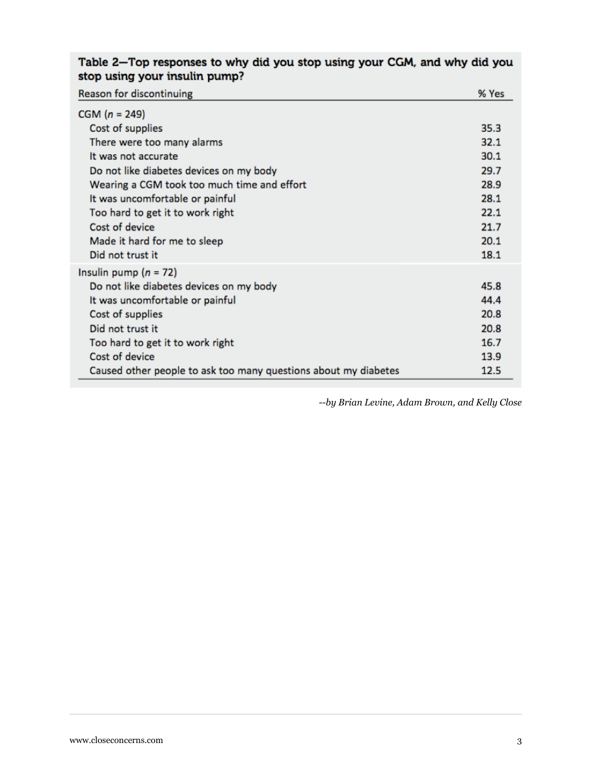**Table 2—Top responses to why did you stop using your CGM, and why did you stop using your insulin pump?**

| Reason for discontinuing | % Yes |
|---|---|
| CGM ($n$ = 249) | |
| Cost of supplies | 35.3 |
| There were too many alarms | 32.1 |
| It was not accurate | 30.1 |
| Do not like diabetes devices on my body | 29.7 |
| Wearing a CGM took too much time and effort | 28.9 |
| It was uncomfortable or painful | 28.1 |
| Too hard to get it to work right | 22.1 |
| Cost of device | 21.7 |
| Made it hard for me to sleep | 20.1 |
| Did not trust it | 18.1 |
| Insulin pump ($n$ = 72) | |
| Do not like diabetes devices on my body | 45.8 |
| It was uncomfortable or painful | 44.4 |
| Cost of supplies | 20.8 |
| Did not trust it | 20.8 |
| Too hard to get it to work right | 16.7 |
| Cost of device | 13.9 |
| Caused other people to ask too many questions about my diabetes | 12.5 |

*--by Brian Levine, Adam Brown, and Kelly Close*